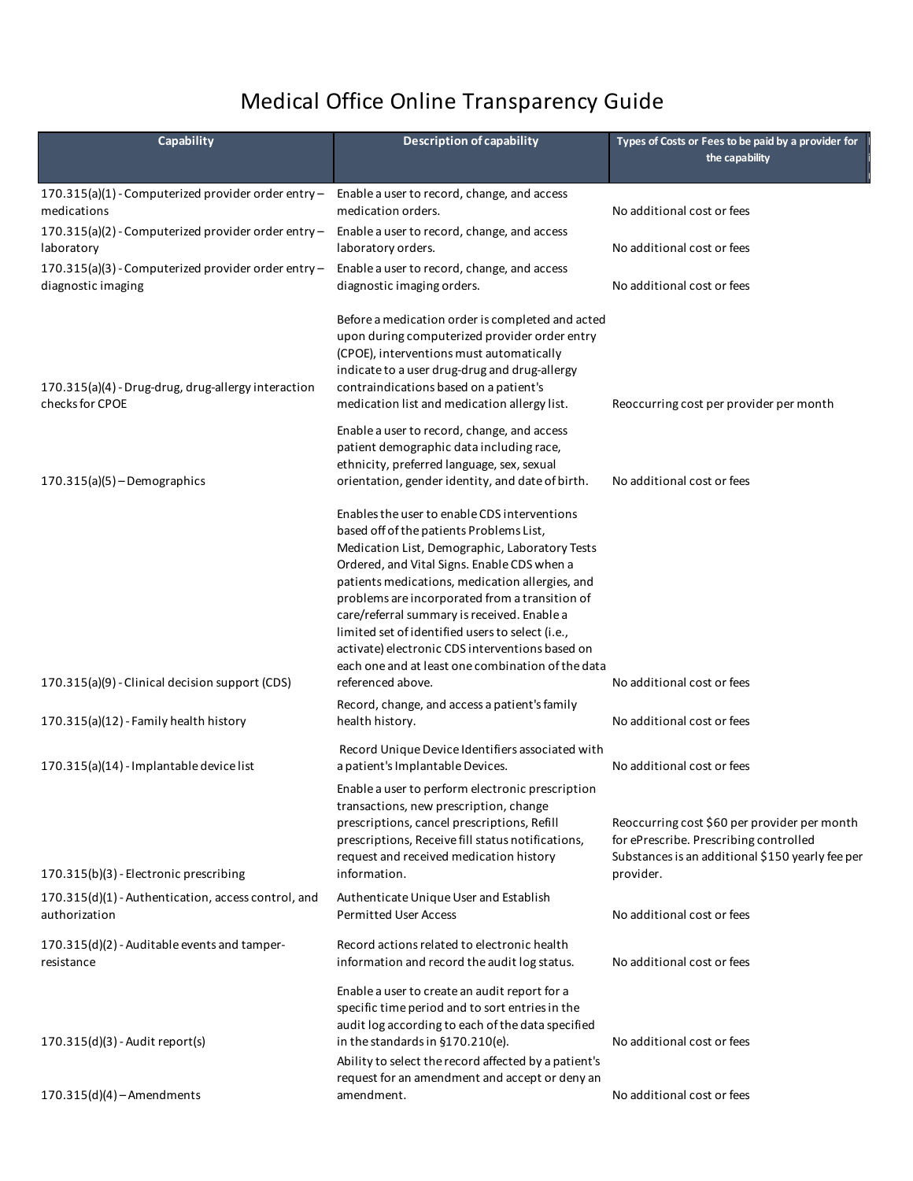# Medical Office Online Transparency Guide

| Capability | Description of capability | Types of Costs or Fees to be paid by a provider for the capability |
|---|---|---|
| 170.315(a)(1) - Computerized provider order entry – medications | Enable a user to record, change, and access medication orders. | No additional cost or fees |
| 170.315(a)(2) - Computerized provider order entry – laboratory | Enable a user to record, change, and access laboratory orders. | No additional cost or fees |
| 170.315(a)(3) - Computerized provider order entry – diagnostic imaging | Enable a user to record, change, and access diagnostic imaging orders. | No additional cost or fees |
| 170.315(a)(4) - Drug-drug, drug-allergy interaction checks for CPOE | Before a medication order is completed and acted upon during computerized provider order entry (CPOE), interventions must automatically indicate to a user drug-drug and drug-allergy contraindications based on a patient's medication list and medication allergy list. | Reoccurring cost per provider per month |
| 170.315(a)(5) – Demographics | Enable a user to record, change, and access patient demographic data including race, ethnicity, preferred language, sex, sexual orientation, gender identity, and date of birth. | No additional cost or fees |
| 170.315(a)(9) - Clinical decision support (CDS) | Enables the user to enable CDS interventions based off of the patients Problems List, Medication List, Demographic, Laboratory Tests Ordered, and Vital Signs. Enable CDS when a patients medications, medication allergies, and problems are incorporated from a transition of care/referral summary is received. Enable a limited set of identified users to select (i.e., activate) electronic CDS interventions based on each one and at least one combination of the data referenced above. | No additional cost or fees |
| 170.315(a)(12) - Family health history | Record, change, and access a patient's family health history. | No additional cost or fees |
| 170.315(a)(14) - Implantable device list | Record Unique Device Identifiers associated with a patient's Implantable Devices. | No additional cost or fees |
| 170.315(b)(3) - Electronic prescribing | Enable a user to perform electronic prescription transactions, new prescription, change prescriptions, cancel prescriptions, Refill prescriptions, Receive fill status notifications, request and received medication history information. | Reoccurring cost $60 per provider per month for ePrescribe. Prescribing controlled Substances is an additional $150 yearly fee per provider. |
| 170.315(d)(1) - Authentication, access control, and authorization | Authenticate Unique User and Establish Permitted User Access | No additional cost or fees |
| 170.315(d)(2) - Auditable events and tamper-resistance | Record actions related to electronic health information and record the audit log status. | No additional cost or fees |
| 170.315(d)(3) - Audit report(s) | Enable a user to create an audit report for a specific time period and to sort entries in the audit log according to each of the data specified in the standards in §170.210(e). | No additional cost or fees |
| 170.315(d)(4) – Amendments | Ability to select the record affected by a patient's request for an amendment and accept or deny an amendment. | No additional cost or fees |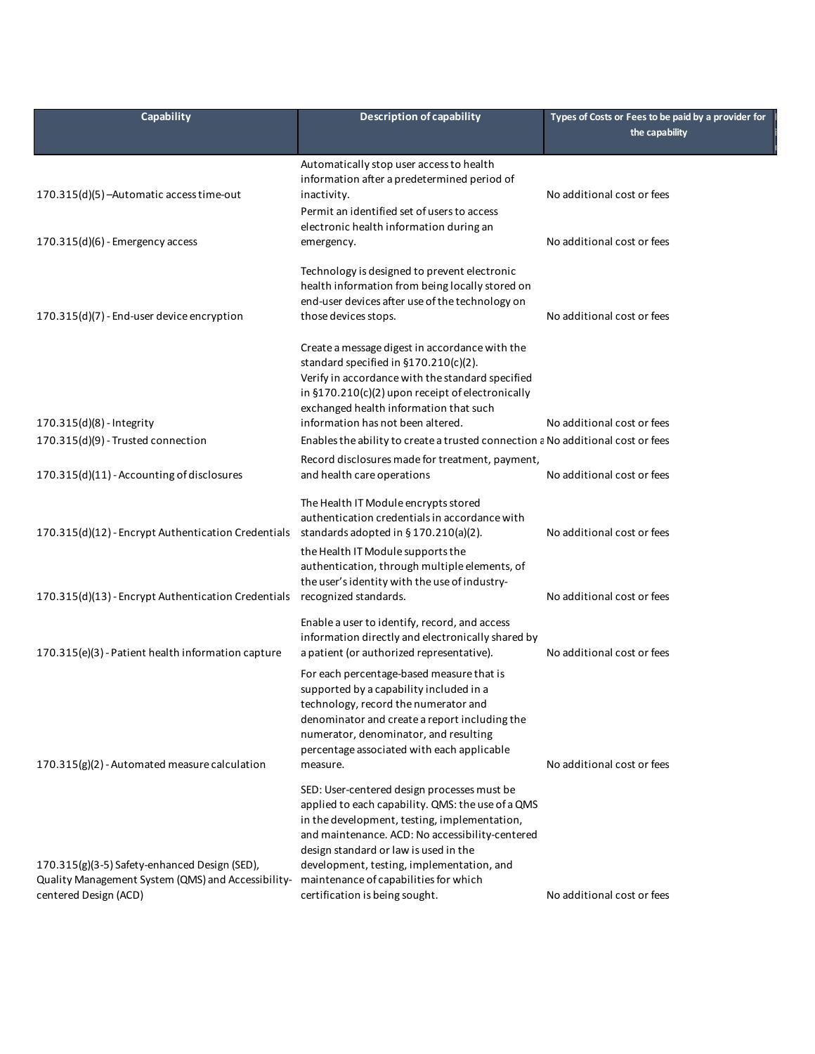| Capability | Description of capability | Types of Costs or Fees to be paid by a provider for the capability |
| --- | --- | --- |
| 170.315(d)(5) –Automatic access time-out | Automatically stop user access to health information after a predetermined period of inactivity. | No additional cost or fees |
| 170.315(d)(6) - Emergency access | Permit an identified set of users to access electronic health information during an emergency. | No additional cost or fees |
| 170.315(d)(7) - End-user device encryption | Technology is designed to prevent electronic health information from being locally stored on end-user devices after use of the technology on those devices stops. | No additional cost or fees |
| 170.315(d)(8) - Integrity | Create a message digest in accordance with the standard specified in §170.210(c)(2). Verify in accordance with the standard specified in §170.210(c)(2) upon receipt of electronically exchanged health information that such information has not been altered. | No additional cost or fees |
| 170.315(d)(9) - Trusted connection | Enables the ability to create a trusted connection a | No additional cost or fees |
| 170.315(d)(11) - Accounting of disclosures | Record disclosures made for treatment, payment, and health care operations | No additional cost or fees |
| 170.315(d)(12) - Encrypt Authentication Credentials | The Health IT Module encrypts stored authentication credentials in accordance with standards adopted in § 170.210(a)(2). | No additional cost or fees |
| 170.315(d)(13) - Encrypt Authentication Credentials | the Health IT Module supports the authentication, through multiple elements, of the user's identity with the use of industry-recognized standards. | No additional cost or fees |
| 170.315(e)(3) - Patient health information capture | Enable a user to identify, record, and access information directly and electronically shared by a patient (or authorized representative). | No additional cost or fees |
| 170.315(g)(2) - Automated measure calculation | For each percentage-based measure that is supported by a capability included in a technology, record the numerator and denominator and create a report including the numerator, denominator, and resulting percentage associated with each applicable measure. | No additional cost or fees |
| 170.315(g)(3-5) Safety-enhanced Design (SED), Quality Management System (QMS) and Accessibility-centered Design (ACD) | SED: User-centered design processes must be applied to each capability. QMS: the use of a QMS in the development, testing, implementation, and maintenance. ACD: No accessibility-centered design standard or law is used in the development, testing, implementation, and maintenance of capabilities for which certification is being sought. | No additional cost or fees |